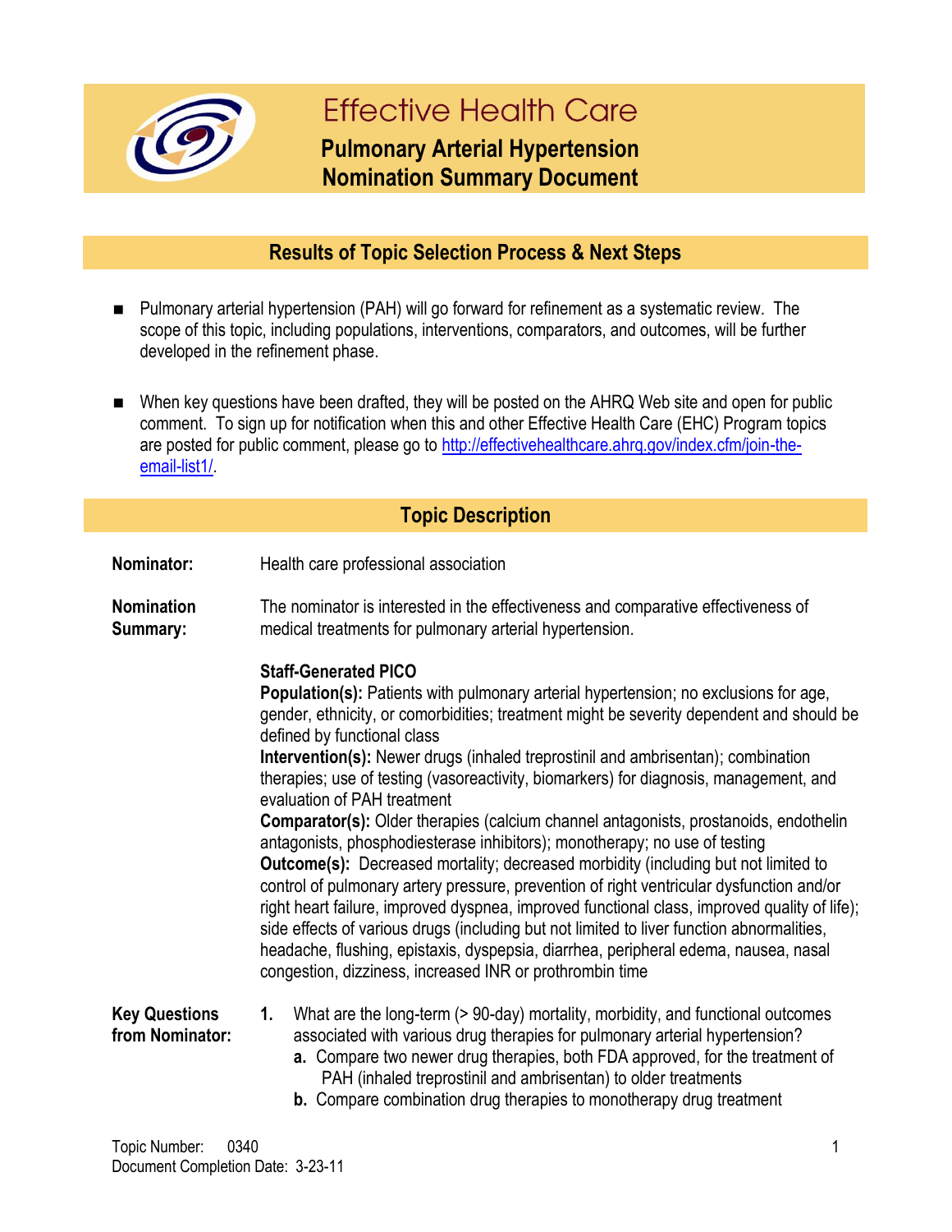# Effective Health Care

## Pulmonary Arterial Hypertension Nomination Summary Document

## Results of Topic Selection Process & Next Steps

- Pulmonary arterial hypertension (PAH) will go forward for refinement as a systematic review. The scope of this topic, including populations, interventions, comparators, and outcomes, will be further developed in the refinement phase.
- When key questions have been drafted, they will be posted on the AHRQ Web site and open for public comment. To sign up for notification when this and other Effective Health Care (EHC) Program topics are posted for public comment, please go to [http://effectivehealthcare.ahrq.gov/index.cfm/join-the-email-list1/](http://effectivehealthcare.ahrq.gov/index.cfm/join-the-email-list1/).

## Topic Description

**Nominator:** Health care professional association

**Nomination Summary:** The nominator is interested in the effectiveness and comparative effectiveness of medical treatments for pulmonary arterial hypertension.

**Staff-Generated PICO**

**Population(s):** Patients with pulmonary arterial hypertension; no exclusions for age, gender, ethnicity, or comorbidities; treatment might be severity dependent and should be defined by functional class

**Intervention(s):** Newer drugs (inhaled treprostinil and ambrisentan); combination therapies; use of testing (vasoreactivity, biomarkers) for diagnosis, management, and evaluation of PAH treatment

**Comparator(s):** Older therapies (calcium channel antagonists, prostanoids, endothelin antagonists, phosphodiesterase inhibitors); monotherapy; no use of testing

**Outcome(s):** Decreased mortality; decreased morbidity (including but not limited to control of pulmonary artery pressure, prevention of right ventricular dysfunction and/or right heart failure, improved dyspnea, improved functional class, improved quality of life); side effects of various drugs (including but not limited to liver function abnormalities, headache, flushing, epistaxis, dyspepsia, diarrhea, peripheral edema, nausea, nasal congestion, dizziness, increased INR or prothrombin time

**Key Questions from Nominator:**

1. What are the long-term (> 90-day) mortality, morbidity, and functional outcomes associated with various drug therapies for pulmonary arterial hypertension?
   a. Compare two newer drug therapies, both FDA approved, for the treatment of PAH (inhaled treprostinil and ambrisentan) to older treatments
   b. Compare combination drug therapies to monotherapy drug treatment

Topic Number: 0340
Document Completion Date: 3-23-11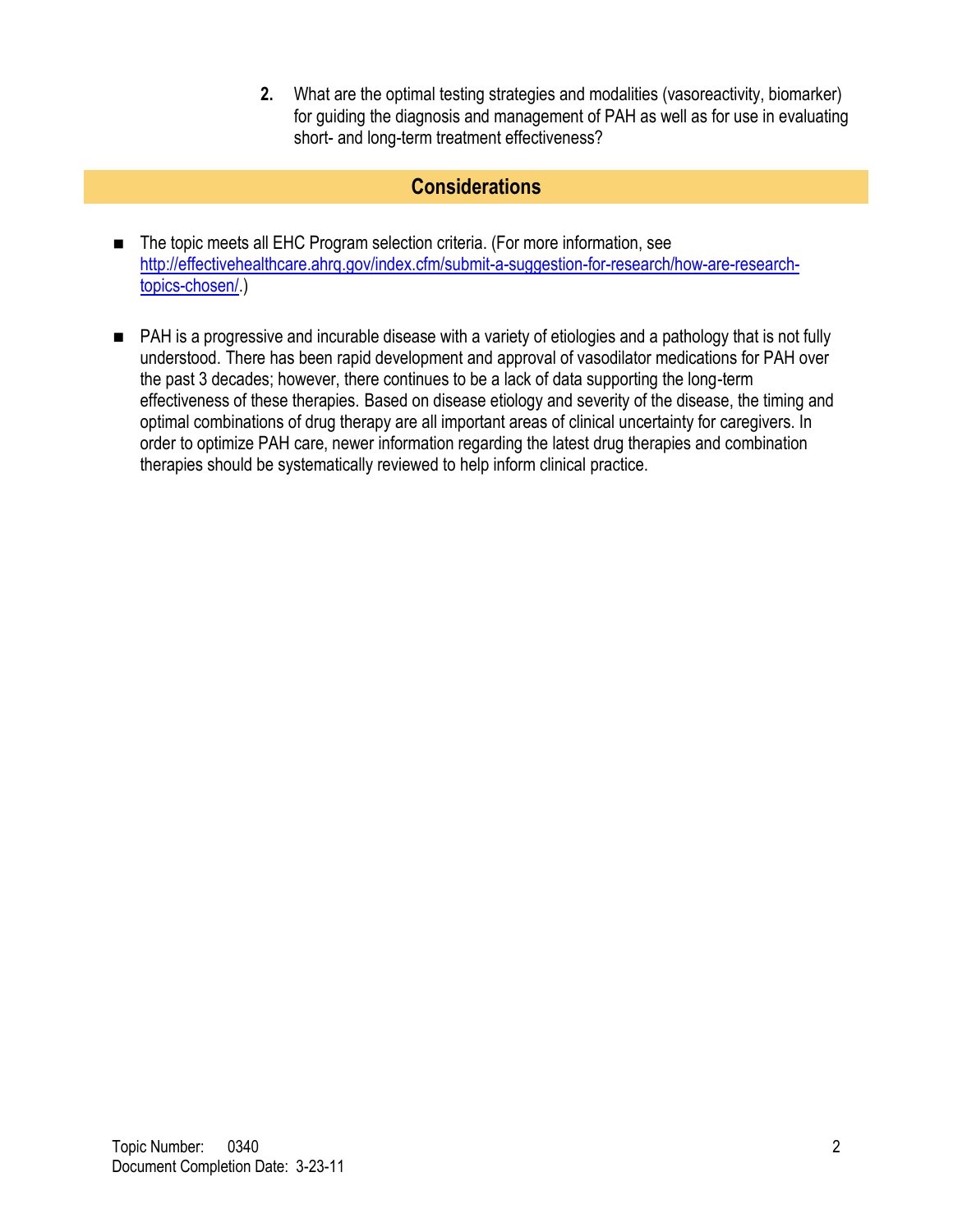2. What are the optimal testing strategies and modalities (vasoreactivity, biomarker) for guiding the diagnosis and management of PAH as well as for use in evaluating short- and long-term treatment effectiveness?

## Considerations

- The topic meets all EHC Program selection criteria. (For more information, see [http://effectivehealthcare.ahrq.gov/index.cfm/submit-a-suggestion-for-research/how-are-research-topics-chosen/](http://effectivehealthcare.ahrq.gov/index.cfm/submit-a-suggestion-for-research/how-are-research-topics-chosen/).)

- PAH is a progressive and incurable disease with a variety of etiologies and a pathology that is not fully understood. There has been rapid development and approval of vasodilator medications for PAH over the past 3 decades; however, there continues to be a lack of data supporting the long-term effectiveness of these therapies. Based on disease etiology and severity of the disease, the timing and optimal combinations of drug therapy are all important areas of clinical uncertainty for caregivers. In order to optimize PAH care, newer information regarding the latest drug therapies and combination therapies should be systematically reviewed to help inform clinical practice.

Topic Number: 0340
Document Completion Date: 3-23-11